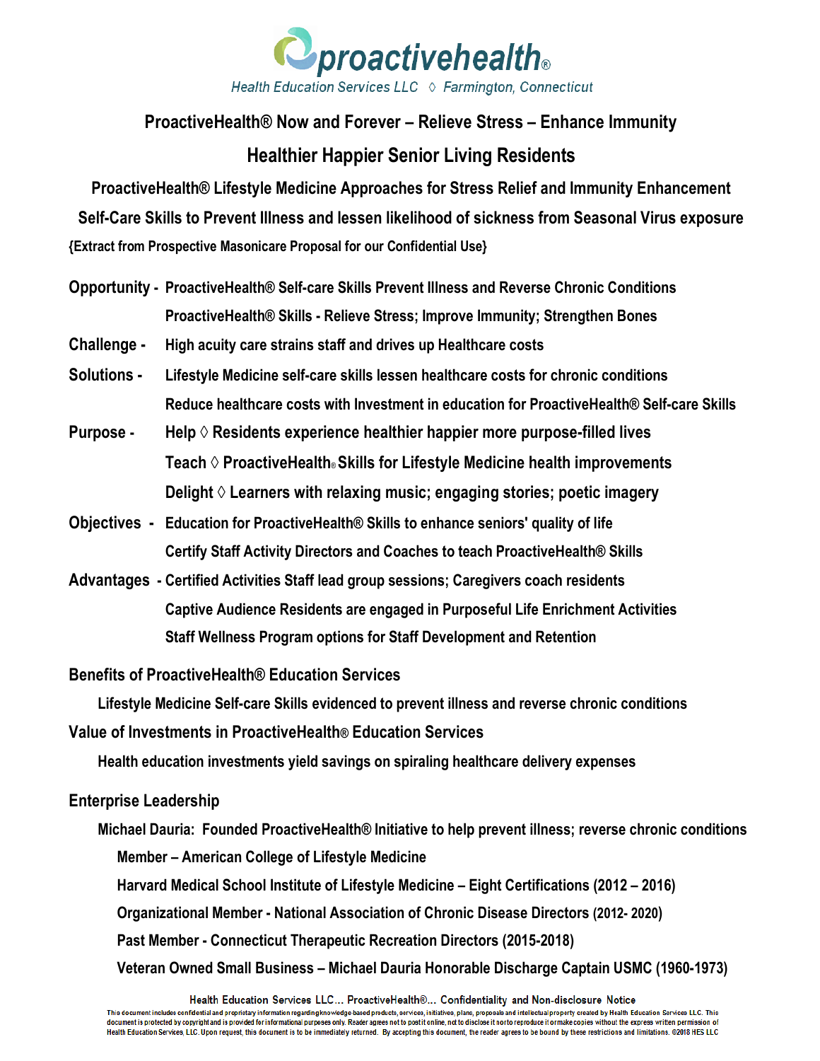**proactivehealth®**

*Health Education Services LLC ◊ Farmington, Connecticut*

# ProactiveHealth® Now and Forever – Relieve Stress – Enhance Immunity

## Healthier Happier Senior Living Residents

**ProactiveHealth® Lifestyle Medicine Approaches for Stress Relief and Immunity Enhancement**

**Self-Care Skills to Prevent Illness and lessen likelihood of sickness from Seasonal Virus exposure**

**{Extract from Prospective Masonicare Proposal for our Confidential Use}**

**Opportunity -** ProactiveHealth® Self-care Skills Prevent Illness and Reverse Chronic Conditions
ProactiveHealth® Skills - Relieve Stress; Improve Immunity; Strengthen Bones

**Challenge -** High acuity care strains staff and drives up Healthcare costs

**Solutions -** Lifestyle Medicine self-care skills lessen healthcare costs for chronic conditions
Reduce healthcare costs with Investment in education for ProactiveHealth® Self-care Skills

**Purpose -** Help ◊ Residents experience healthier happier more purpose-filled lives
Teach ◊ ProactiveHealth® Skills for Lifestyle Medicine health improvements
Delight ◊ Learners with relaxing music; engaging stories; poetic imagery

**Objectives -** Education for ProactiveHealth® Skills to enhance seniors' quality of life
Certify Staff Activity Directors and Coaches to teach ProactiveHealth® Skills

**Advantages -** Certified Activities Staff lead group sessions; Caregivers coach residents
Captive Audience Residents are engaged in Purposeful Life Enrichment Activities
Staff Wellness Program options for Staff Development and Retention

### Benefits of ProactiveHealth® Education Services

Lifestyle Medicine Self-care Skills evidenced to prevent illness and reverse chronic conditions

### Value of Investments in ProactiveHealth® Education Services

Health education investments yield savings on spiraling healthcare delivery expenses

### Enterprise Leadership

Michael Dauria: Founded ProactiveHealth® Initiative to help prevent illness; reverse chronic conditions

- Member – American College of Lifestyle Medicine
- Harvard Medical School Institute of Lifestyle Medicine – Eight Certifications (2012 – 2016)
- Organizational Member - National Association of Chronic Disease Directors (2012- 2020)
- Past Member - Connecticut Therapeutic Recreation Directors (2015-2018)
- Veteran Owned Small Business – Michael Dauria Honorable Discharge Captain USMC (1960-1973)

**Health Education Services LLC… ProactiveHealth®… Confidentiality and Non-disclosure Notice**

This document includes confidential and proprietary information regarding knowledge-based products, services, initiatives, plans, proposals and intellectual property created by Health Education Services LLC. This document is protected by copyright and is provided for informational purposes only. Reader agrees not to post it online, not to disclose it nor to reproduce it or make copies without the express written permission of Health Education Services, LLC. Upon request, this document is to be immediately returned. By accepting this document, the reader agrees to be bound by these restrictions and limitations. ©2018 HES LLC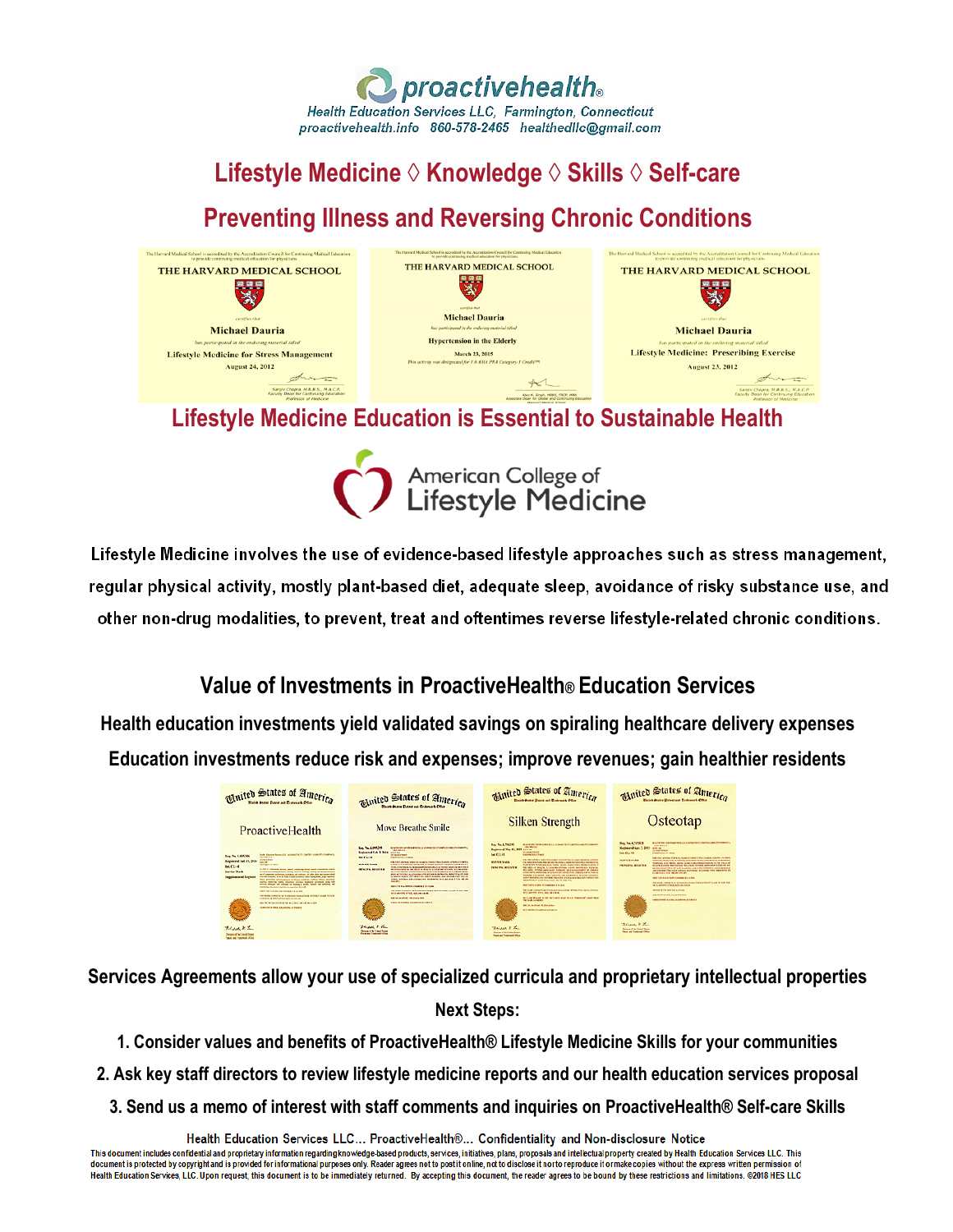proactivehealth®

Health Education Services LLC, Farmington, Connecticut

proactivehealth.info 860-578-2465 healthedllc@gmail.com

# Lifestyle Medicine ◊ Knowledge ◊ Skills ◊ Self-care

# Preventing Illness and Reversing Chronic Conditions

THE HARVARD MEDICAL SCHOOL

Michael Dauria

Lifestyle Medicine for Stress Management

August 24, 2012

THE HARVARD MEDICAL SCHOOL

Michael Dauria

Hypertension in the Elderly

March 23, 2015

THE HARVARD MEDICAL SCHOOL

Michael Dauria

Lifestyle Medicine: Prescribing Exercise

August 23, 2012

## Lifestyle Medicine Education is Essential to Sustainable Health

American College of Lifestyle Medicine

Lifestyle Medicine involves the use of evidence-based lifestyle approaches such as stress management, regular physical activity, mostly plant-based diet, adequate sleep, avoidance of risky substance use, and other non-drug modalities, to prevent, treat and oftentimes reverse lifestyle-related chronic conditions.

## Value of Investments in ProactiveHealth® Education Services

**Health education investments yield validated savings on spiraling healthcare delivery expenses**

**Education investments reduce risk and expenses; improve revenues; gain healthier residents**

United States of America — ProactiveHealth

United States of America — Move Breathe Smile

United States of America — Silken Strength

United States of America — Osteotap

**Services Agreements allow your use of specialized curricula and proprietary intellectual properties**

**Next Steps:**

1. **Consider values and benefits of ProactiveHealth® Lifestyle Medicine Skills for your communities**
2. **Ask key staff directors to review lifestyle medicine reports and our health education services proposal**
3. **Send us a memo of interest with staff comments and inquiries on ProactiveHealth® Self-care Skills**

Health Education Services LLC... ProactiveHealth®... Confidentiality and Non-disclosure Notice

This document includes confidential and proprietary information regarding knowledge-based products, services, initiatives, plans, proposals and intellectual property created by Health Education Services LLC. This document is protected by copyright and is provided for informational purposes only. Reader agrees not to post it online, not to disclose it nor to reproduce it or make copies without the express written permission of Health Education Services, LLC. Upon request, this document is to be immediately returned. By accepting this document, the reader agrees to be bound by these restrictions and limitations. ©2018 HES LLC